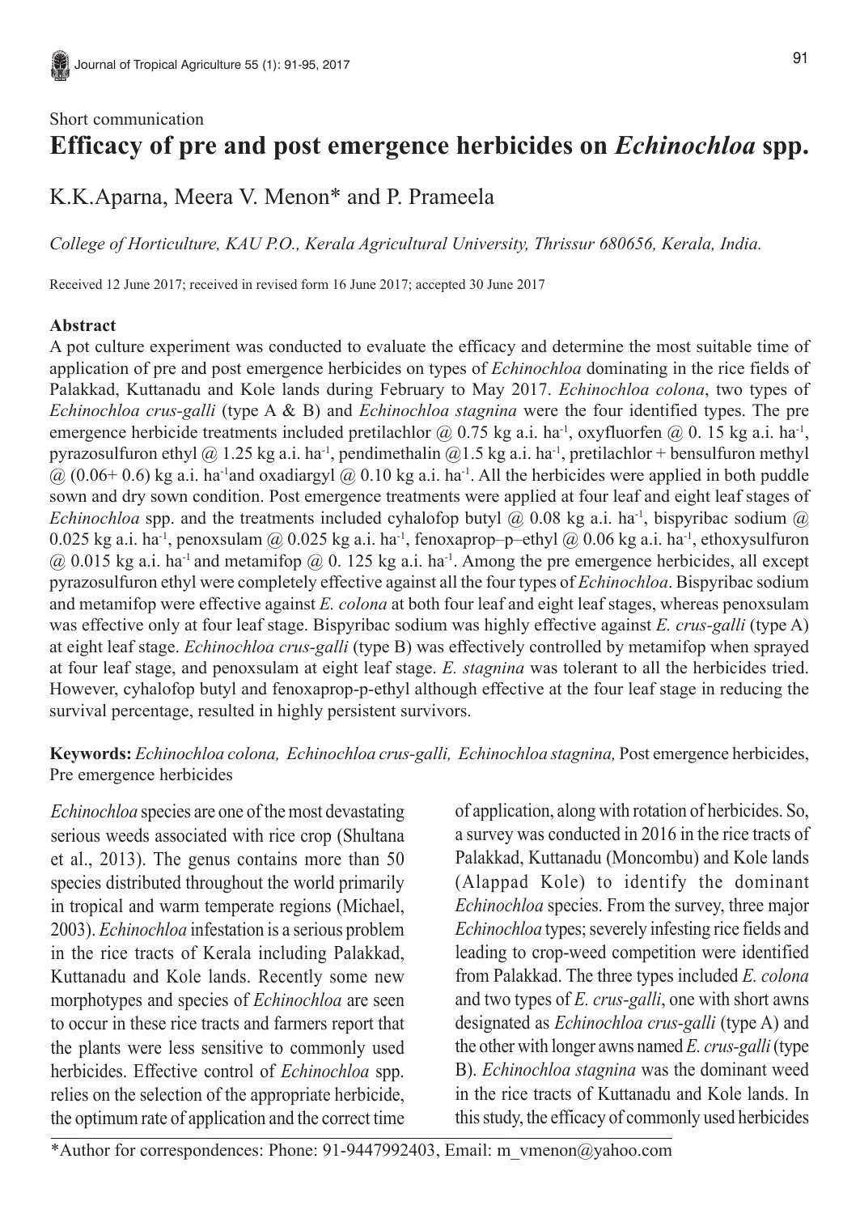Short communication

# Efficacy of pre and post emergence herbicides on *Echinochloa* spp.

K.K.Aparna, Meera V. Menon* and P. Prameela

*College of Horticulture, KAU P.O., Kerala Agricultural University, Thrissur 680656, Kerala, India.*

Received 12 June 2017; received in revised form 16 June 2017; accepted 30 June 2017

### Abstract

A pot culture experiment was conducted to evaluate the efficacy and determine the most suitable time of application of pre and post emergence herbicides on types of *Echinochloa* dominating in the rice fields of Palakkad, Kuttanadu and Kole lands during February to May 2017. *Echinochloa colona*, two types of *Echinochloa crus-galli* (type A & B) and *Echinochloa stagnina* were the four identified types. The pre emergence herbicide treatments included pretilachlor @ 0.75 kg a.i. $ha^{-1}$, oxyfluorfen @ 0. 15 kg a.i. $ha^{-1}$, pyrazosulfuron ethyl @ 1.25 kg a.i. $ha^{-1}$, pendimethalin @1.5 kg a.i. $ha^{-1}$, pretilachlor + bensulfuron methyl @ (0.06+ 0.6) kg a.i. $ha^{-1}$and oxadiargyl @ 0.10 kg a.i. $ha^{-1}$. All the herbicides were applied in both puddle sown and dry sown condition. Post emergence treatments were applied at four leaf and eight leaf stages of *Echinochloa* spp. and the treatments included cyhalofop butyl @ 0.08 kg a.i. $ha^{-1}$, bispyribac sodium @ 0.025 kg a.i. $ha^{-1}$, penoxsulam @ 0.025 kg a.i. $ha^{-1}$, fenoxaprop–p–ethyl @ 0.06 kg a.i. $ha^{-1}$, ethoxysulfuron @ 0.015 kg a.i. $ha^{-1}$ and metamifop @ 0. 125 kg a.i. $ha^{-1}$. Among the pre emergence herbicides, all except pyrazosulfuron ethyl were completely effective against all the four types of *Echinochloa*. Bispyribac sodium and metamifop were effective against *E. colona* at both four leaf and eight leaf stages, whereas penoxsulam was effective only at four leaf stage. Bispyribac sodium was highly effective against *E. crus-galli* (type A) at eight leaf stage. *Echinochloa crus-galli* (type B) was effectively controlled by metamifop when sprayed at four leaf stage, and penoxsulam at eight leaf stage. *E. stagnina* was tolerant to all the herbicides tried. However, cyhalofop butyl and fenoxaprop-p-ethyl although effective at the four leaf stage in reducing the survival percentage, resulted in highly persistent survivors.

**Keywords:** *Echinochloa colona, Echinochloa crus-galli, Echinochloa stagnina,* Post emergence herbicides, Pre emergence herbicides

*Echinochloa* species are one of the most devastating serious weeds associated with rice crop (Shultana et al., 2013). The genus contains more than 50 species distributed throughout the world primarily in tropical and warm temperate regions (Michael, 2003). *Echinochloa* infestation is a serious problem in the rice tracts of Kerala including Palakkad, Kuttanadu and Kole lands. Recently some new morphotypes and species of *Echinochloa* are seen to occur in these rice tracts and farmers report that the plants were less sensitive to commonly used herbicides. Effective control of *Echinochloa* spp. relies on the selection of the appropriate herbicide, the optimum rate of application and the correct time of application, along with rotation of herbicides. So, a survey was conducted in 2016 in the rice tracts of Palakkad, Kuttanadu (Moncombu) and Kole lands (Alappad Kole) to identify the dominant *Echinochloa* species. From the survey, three major *Echinochloa* types; severely infesting rice fields and leading to crop-weed competition were identified from Palakkad. The three types included *E. colona* and two types of *E. crus-galli*, one with short awns designated as *Echinochloa crus-galli* (type A) and the other with longer awns named *E. crus-galli* (type B). *Echinochloa stagnina* was the dominant weed in the rice tracts of Kuttanadu and Kole lands. In this study, the efficacy of commonly used herbicides

*Author for correspondences: Phone: 91-9447992403, Email: m_vmenon@yahoo.com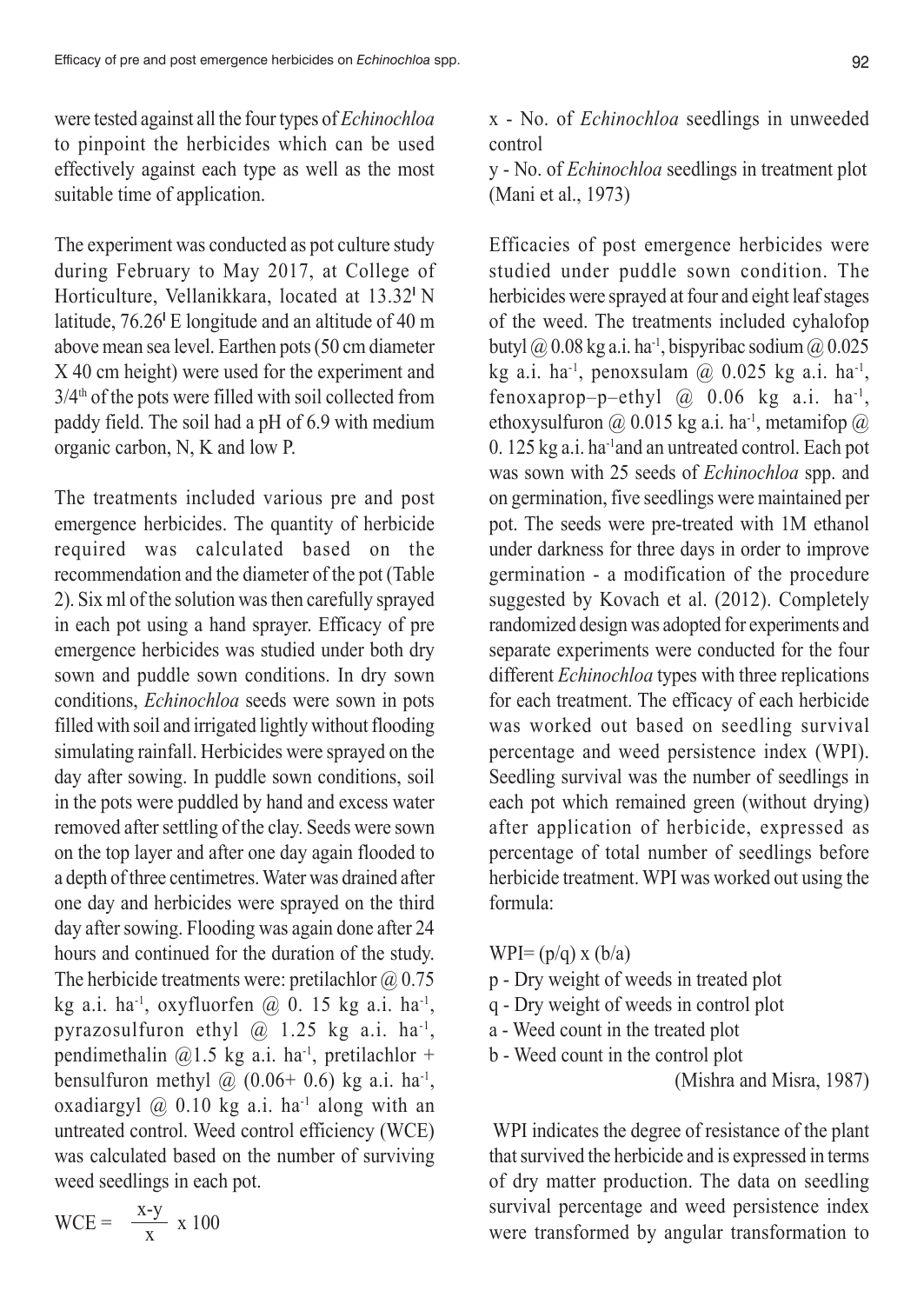were tested against all the four types of *Echinochloa* to pinpoint the herbicides which can be used effectively against each type as well as the most suitable time of application.

The experiment was conducted as pot culture study during February to May 2017, at College of Horticulture, Vellanikkara, located at 13.32' N latitude, 76.26' E longitude and an altitude of 40 m above mean sea level. Earthen pots (50 cm diameter X 40 cm height) were used for the experiment and $3/4^{th}$ of the pots were filled with soil collected from paddy field. The soil had a pH of 6.9 with medium organic carbon, N, K and low P.

The treatments included various pre and post emergence herbicides. The quantity of herbicide required was calculated based on the recommendation and the diameter of the pot (Table 2). Six ml of the solution was then carefully sprayed in each pot using a hand sprayer. Efficacy of pre emergence herbicides was studied under both dry sown and puddle sown conditions. In dry sown conditions, *Echinochloa* seeds were sown in pots filled with soil and irrigated lightly without flooding simulating rainfall. Herbicides were sprayed on the day after sowing. In puddle sown conditions, soil in the pots were puddled by hand and excess water removed after settling of the clay. Seeds were sown on the top layer and after one day again flooded to a depth of three centimetres. Water was drained after one day and herbicides were sprayed on the third day after sowing. Flooding was again done after 24 hours and continued for the duration of the study. The herbicide treatments were: pretilachlor @ 0.75 kg a.i. $ha^{-1}$, oxyfluorfen @ 0. 15 kg a.i. $ha^{-1}$, pyrazosulfuron ethyl @ 1.25 kg a.i. $ha^{-1}$, pendimethalin @1.5 kg a.i. $ha^{-1}$, pretilachlor + bensulfuron methyl @ (0.06+ 0.6) kg a.i. $ha^{-1}$, oxadiargyl @ 0.10 kg a.i. $ha^{-1}$ along with an untreated control. Weed control efficiency (WCE) was calculated based on the number of surviving weed seedlings in each pot.

$$WCE = \frac{x-y}{x} \times 100$$

x - No. of *Echinochloa* seedlings in unweeded control

y - No. of *Echinochloa* seedlings in treatment plot (Mani et al., 1973)

Efficacies of post emergence herbicides were studied under puddle sown condition. The herbicides were sprayed at four and eight leaf stages of the weed. The treatments included cyhalofop butyl @ 0.08 kg a.i. $ha^{-1}$, bispyribac sodium @ 0.025 kg a.i. $ha^{-1}$, penoxsulam @ 0.025 kg a.i. $ha^{-1}$, fenoxaprop–p–ethyl @ 0.06 kg a.i. $ha^{-1}$, ethoxysulfuron @ 0.015 kg a.i. $ha^{-1}$, metamifop @ 0. 125 kg a.i. $ha^{-1}$ and an untreated control. Each pot was sown with 25 seeds of *Echinochloa* spp. and on germination, five seedlings were maintained per pot. The seeds were pre-treated with 1M ethanol under darkness for three days in order to improve germination - a modification of the procedure suggested by Kovach et al. (2012). Completely randomized design was adopted for experiments and separate experiments were conducted for the four different *Echinochloa* types with three replications for each treatment. The efficacy of each herbicide was worked out based on seedling survival percentage and weed persistence index (WPI). Seedling survival was the number of seedlings in each pot which remained green (without drying) after application of herbicide, expressed as percentage of total number of seedlings before herbicide treatment. WPI was worked out using the formula:

$$WPI = (p/q) \times (b/a)$$

p - Dry weight of weeds in treated plot

q - Dry weight of weeds in control plot

a - Weed count in the treated plot

b - Weed count in the control plot

(Mishra and Misra, 1987)

WPI indicates the degree of resistance of the plant that survived the herbicide and is expressed in terms of dry matter production. The data on seedling survival percentage and weed persistence index were transformed by angular transformation to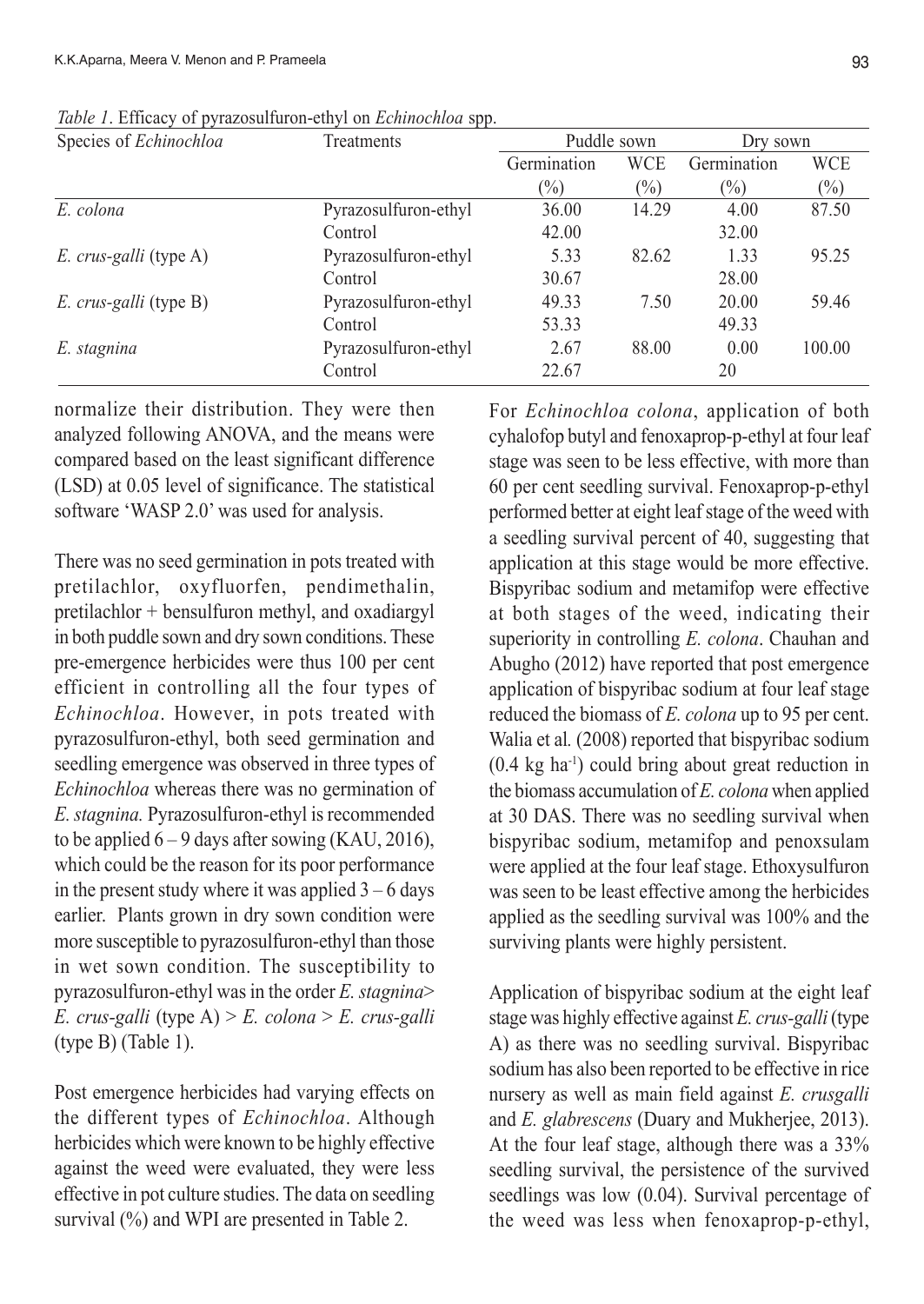*Table 1*. Efficacy of pyrazosulfuron-ethyl on *Echinochloa* spp.

| Species of *Echinochloa* | Treatments | Puddle sown | | Dry sown | |
|---|---|---|---|---|---|
| | | Germination (%) | WCE (%) | Germination (%) | WCE (%) |
| *E. colona* | Pyrazosulfuron-ethyl | 36.00 | 14.29 | 4.00 | 87.50 |
| | Control | 42.00 | | 32.00 | |
| *E. crus-galli* (type A) | Pyrazosulfuron-ethyl | 5.33 | 82.62 | 1.33 | 95.25 |
| | Control | 30.67 | | 28.00 | |
| *E. crus-galli* (type B) | Pyrazosulfuron-ethyl | 49.33 | 7.50 | 20.00 | 59.46 |
| | Control | 53.33 | | 49.33 | |
| *E. stagnina* | Pyrazosulfuron-ethyl | 2.67 | 88.00 | 0.00 | 100.00 |
| | Control | 22.67 | | 20 | |

normalize their distribution. They were then analyzed following ANOVA, and the means were compared based on the least significant difference (LSD) at 0.05 level of significance. The statistical software 'WASP 2.0' was used for analysis.

There was no seed germination in pots treated with pretilachlor, oxyfluorfen, pendimethalin, pretilachlor + bensulfuron methyl, and oxadiargyl in both puddle sown and dry sown conditions. These pre-emergence herbicides were thus 100 per cent efficient in controlling all the four types of *Echinochloa*. However, in pots treated with pyrazosulfuron-ethyl, both seed germination and seedling emergence was observed in three types of *Echinochloa* whereas there was no germination of *E. stagnina.* Pyrazosulfuron-ethyl is recommended to be applied 6 – 9 days after sowing (KAU, 2016), which could be the reason for its poor performance in the present study where it was applied 3 – 6 days earlier. Plants grown in dry sown condition were more susceptible to pyrazosulfuron-ethyl than those in wet sown condition. The susceptibility to pyrazosulfuron-ethyl was in the order *E. stagnina*> *E. crus-galli* (type A) > *E. colona* > *E. crus-galli* (type B) (Table 1).

Post emergence herbicides had varying effects on the different types of *Echinochloa*. Although herbicides which were known to be highly effective against the weed were evaluated, they were less effective in pot culture studies. The data on seedling survival (%) and WPI are presented in Table 2.

For *Echinochloa colona*, application of both cyhalofop butyl and fenoxaprop-p-ethyl at four leaf stage was seen to be less effective, with more than 60 per cent seedling survival. Fenoxaprop-p-ethyl performed better at eight leaf stage of the weed with a seedling survival percent of 40, suggesting that application at this stage would be more effective. Bispyribac sodium and metamifop were effective at both stages of the weed, indicating their superiority in controlling *E. colona*. Chauhan and Abugho (2012) have reported that post emergence application of bispyribac sodium at four leaf stage reduced the biomass of *E. colona* up to 95 per cent. Walia et al*.* (2008) reported that bispyribac sodium (0.4 kg ha$^{-1}$) could bring about great reduction in the biomass accumulation of *E. colona* when applied at 30 DAS. There was no seedling survival when bispyribac sodium, metamifop and penoxsulam were applied at the four leaf stage. Ethoxysulfuron was seen to be least effective among the herbicides applied as the seedling survival was 100% and the surviving plants were highly persistent.

Application of bispyribac sodium at the eight leaf stage was highly effective against *E. crus-galli* (type A) as there was no seedling survival. Bispyribac sodium has also been reported to be effective in rice nursery as well as main field against *E. crusgalli* and *E. glabrescens* (Duary and Mukherjee, 2013). At the four leaf stage, although there was a 33% seedling survival, the persistence of the survived seedlings was low (0.04). Survival percentage of the weed was less when fenoxaprop-p-ethyl,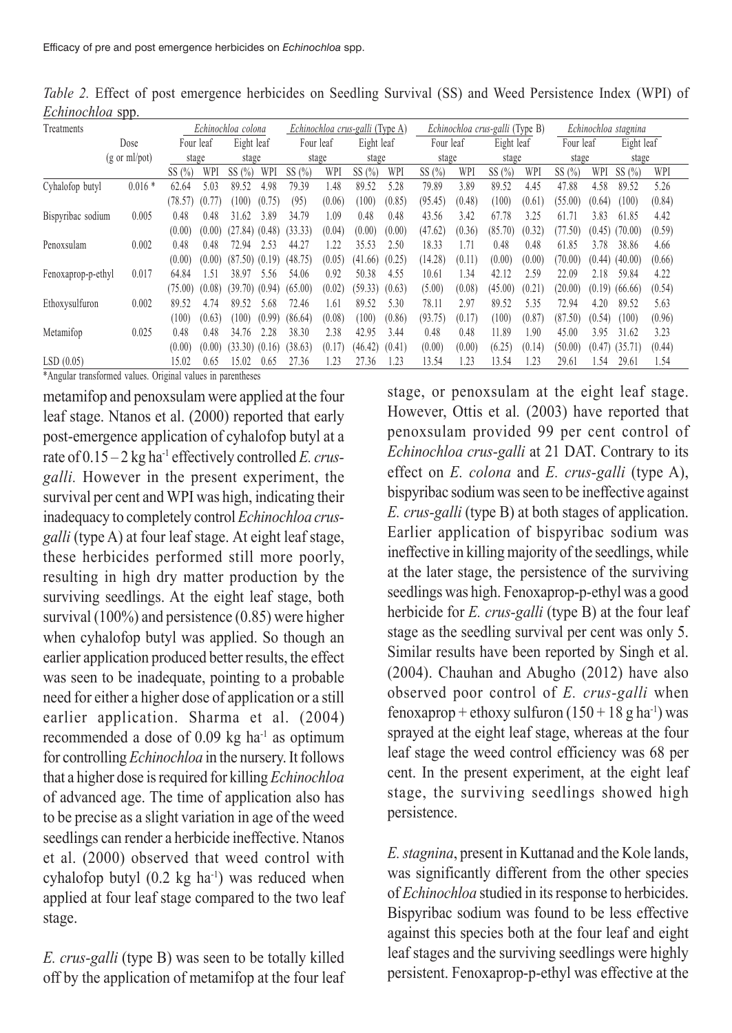*Table 2.* Effect of post emergence herbicides on Seedling Survival (SS) and Weed Persistence Index (WPI) of *Echinochloa* spp.

| Treatments | Dose (g or ml/pot) | *Echinochloa colona* | | | | *Echinochloa crus-galli* (Type A) | | | | *Echinochloa crus-galli* (Type B) | | | | *Echinochloa stagnina* | | | |
|---|---|---|---|---|---|---|---|---|---|---|---|---|---|---|---|---|---|
| | | Four leaf stage | | Eight leaf stage | | Four leaf stage | | Eight leaf stage | | Four leaf stage | | Eight leaf stage | | Four leaf stage | | Eight leaf stage | |
| | | SS (%) | WPI | SS (%) | WPI | SS (%) | WPI | SS (%) | WPI | SS (%) | WPI | SS (%) | WPI | SS (%) | WPI | SS (%) | WPI |
| Cyhalofop butyl | 0.016 * | 62.64 | 5.03 | 89.52 | 4.98 | 79.39 | 1.48 | 89.52 | 5.28 | 79.89 | 3.89 | 89.52 | 4.45 | 47.88 | 4.58 | 89.52 | 5.26 |
| | | (78.57) | (0.77) | (100) | (0.75) | (95) | (0.06) | (100) | (0.85) | (95.45) | (0.48) | (100) | (0.61) | (55.00) | (0.64) | (100) | (0.84) |
| Bispyribac sodium | 0.005 | 0.48 | 0.48 | 31.62 | 3.89 | 34.79 | 1.09 | 0.48 | 0.48 | 43.56 | 3.42 | 67.78 | 3.25 | 61.71 | 3.83 | 61.85 | 4.42 |
| | | (0.00) | (0.00) | (27.84) | (0.48) | (33.33) | (0.04) | (0.00) | (0.00) | (47.62) | (0.36) | (85.70) | (0.32) | (77.50) | (0.45) | (70.00) | (0.59) |
| Penoxsulam | 0.002 | 0.48 | 0.48 | 72.94 | 2.53 | 44.27 | 1.22 | 35.53 | 2.50 | 18.33 | 1.71 | 0.48 | 0.48 | 61.85 | 3.78 | 38.86 | 4.66 |
| | | (0.00) | (0.00) | (87.50) | (0.19) | (48.75) | (0.05) | (41.66) | (0.25) | (14.28) | (0.11) | (0.00) | (0.00) | (70.00) | (0.44) | (40.00) | (0.66) |
| Fenoxaprop-p-ethyl | 0.017 | 64.84 | 1.51 | 38.97 | 5.56 | 54.06 | 0.92 | 50.38 | 4.55 | 10.61 | 1.34 | 42.12 | 2.59 | 22.09 | 2.18 | 59.84 | 4.22 |
| | | (75.00) | (0.08) | (39.70) | (0.94) | (65.00) | (0.02) | (59.33) | (0.63) | (5.00) | (0.08) | (45.00) | (0.21) | (20.00) | (0.19) | (66.66) | (0.54) |
| Ethoxysulfuron | 0.002 | 89.52 | 4.74 | 89.52 | 5.68 | 72.46 | 1.61 | 89.52 | 5.30 | 78.11 | 2.97 | 89.52 | 5.35 | 72.94 | 4.20 | 89.52 | 5.63 |
| | | (100) | (0.63) | (100) | (0.99) | (86.64) | (0.08) | (100) | (0.86) | (93.75) | (0.17) | (100) | (0.87) | (87.50) | (0.54) | (100) | (0.96) |
| Metamifop | 0.025 | 0.48 | 0.48 | 34.76 | 2.28 | 38.30 | 2.38 | 42.95 | 3.44 | 0.48 | 0.48 | 11.89 | 1.90 | 45.00 | 3.95 | 31.62 | 3.23 |
| | | (0.00) | (0.00) | (33.30) | (0.16) | (38.63) | (0.17) | (46.42) | (0.41) | (0.00) | (0.00) | (6.25) | (0.14) | (50.00) | (0.47) | (35.71) | (0.44) |
| LSD (0.05) | | 15.02 | 0.65 | 15.02 | 0.65 | 27.36 | 1.23 | 27.36 | 1.23 | 13.54 | 1.23 | 13.54 | 1.23 | 29.61 | 1.54 | 29.61 | 1.54 |

*Angular transformed values. Original values in parentheses

metamifop and penoxsulam were applied at the four leaf stage. Ntanos et al. (2000) reported that early post-emergence application of cyhalofop butyl at a rate of 0.15 – 2 kg ha$^{-1}$ effectively controlled *E. crus-galli.* However in the present experiment, the survival per cent and WPI was high, indicating their inadequacy to completely control *Echinochloa crus-galli* (type A) at four leaf stage. At eight leaf stage, these herbicides performed still more poorly, resulting in high dry matter production by the surviving seedlings. At the eight leaf stage, both survival (100%) and persistence (0.85) were higher when cyhalofop butyl was applied. So though an earlier application produced better results, the effect was seen to be inadequate, pointing to a probable need for either a higher dose of application or a still earlier application. Sharma et al. (2004) recommended a dose of 0.09 kg ha$^{-1}$ as optimum for controlling *Echinochloa* in the nursery. It follows that a higher dose is required for killing *Echinochloa* of advanced age. The time of application also has to be precise as a slight variation in age of the weed seedlings can render a herbicide ineffective. Ntanos et al. (2000) observed that weed control with cyhalofop butyl (0.2 kg ha$^{-1}$) was reduced when applied at four leaf stage compared to the two leaf stage.

*E. crus-galli* (type B) was seen to be totally killed off by the application of metamifop at the four leaf stage, or penoxsulam at the eight leaf stage. However, Ottis et al*.* (2003) have reported that penoxsulam provided 99 per cent control of *Echinochloa crus-galli* at 21 DAT. Contrary to its effect on *E. colona* and *E. crus-galli* (type A), bispyribac sodium was seen to be ineffective against *E. crus-galli* (type B) at both stages of application. Earlier application of bispyribac sodium was ineffective in killing majority of the seedlings, while at the later stage, the persistence of the surviving seedlings was high. Fenoxaprop-p-ethyl was a good herbicide for *E. crus-galli* (type B) at the four leaf stage as the seedling survival per cent was only 5. Similar results have been reported by Singh et al. (2004). Chauhan and Abugho (2012) have also observed poor control of *E. crus-galli* when fenoxaprop + ethoxy sulfuron (150 + 18 g ha$^{-1}$) was sprayed at the eight leaf stage, whereas at the four leaf stage the weed control efficiency was 68 per cent. In the present experiment, at the eight leaf stage, the surviving seedlings showed high persistence.

*E. stagnina*, present in Kuttanad and the Kole lands, was significantly different from the other species of *Echinochloa* studied in its response to herbicides. Bispyribac sodium was found to be less effective against this species both at the four leaf and eight leaf stages and the surviving seedlings were highly persistent. Fenoxaprop-p-ethyl was effective at the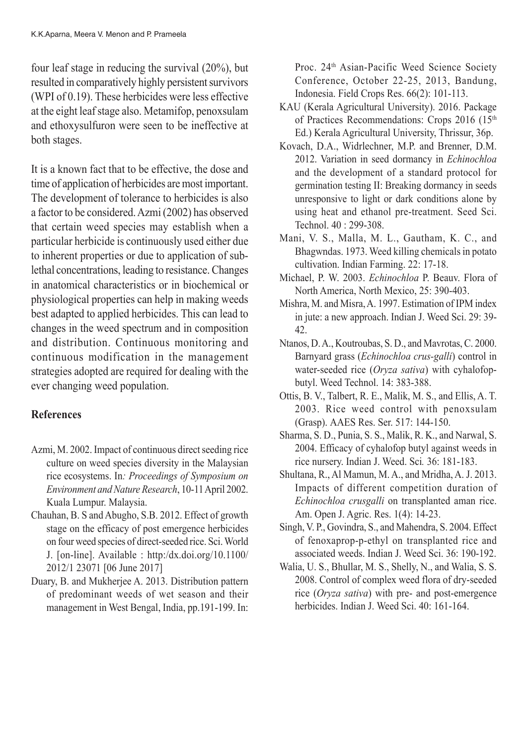four leaf stage in reducing the survival (20%), but resulted in comparatively highly persistent survivors (WPI of 0.19). These herbicides were less effective at the eight leaf stage also. Metamifop, penoxsulam and ethoxysulfuron were seen to be ineffective at both stages.

It is a known fact that to be effective, the dose and time of application of herbicides are most important. The development of tolerance to herbicides is also a factor to be considered. Azmi (2002) has observed that certain weed species may establish when a particular herbicide is continuously used either due to inherent properties or due to application of sub-lethal concentrations, leading to resistance. Changes in anatomical characteristics or in biochemical or physiological properties can help in making weeds best adapted to applied herbicides. This can lead to changes in the weed spectrum and in composition and distribution. Continuous monitoring and continuous modification in the management strategies adopted are required for dealing with the ever changing weed population.

## References

Azmi, M. 2002. Impact of continuous direct seeding rice culture on weed species diversity in the Malaysian rice ecosystems. In*: Proceedings of Symposium on Environment and Nature Research*, 10-11 April 2002. Kuala Lumpur. Malaysia.

Chauhan, B. S and Abugho, S.B. 2012. Effect of growth stage on the efficacy of post emergence herbicides on four weed species of direct-seeded rice. Sci. World J. [on-line]. Available : http:/dx.doi.org/10.1100/2012/1 23071 [06 June 2017]

Duary, B. and Mukherjee A. 2013. Distribution pattern of predominant weeds of wet season and their management in West Bengal, India, pp.191-199. In: Proc. 24th Asian-Pacific Weed Science Society Conference, October 22-25, 2013, Bandung, Indonesia. Field Crops Res. 66(2): 101-113.

KAU (Kerala Agricultural University). 2016. Package of Practices Recommendations: Crops 2016 (15th Ed.) Kerala Agricultural University, Thrissur, 36p.

Kovach, D.A., Widrlechner, M.P. and Brenner, D.M. 2012. Variation in seed dormancy in *Echinochloa* and the development of a standard protocol for germination testing II: Breaking dormancy in seeds unresponsive to light or dark conditions alone by using heat and ethanol pre-treatment. Seed Sci. Technol. 40 : 299-308.

Mani, V. S., Malla, M. L., Gautham, K. C., and Bhagwndas. 1973. Weed killing chemicals in potato cultivation. Indian Farming. 22: 17-18.

Michael, P. W. 2003. *Echinochloa* P. Beauv. Flora of North America, North Mexico, 25: 390-403.

Mishra, M. and Misra, A. 1997. Estimation of IPM index in jute: a new approach. Indian J. Weed Sci. 29: 39-42.

Ntanos, D. A., Koutroubas, S. D., and Mavrotas, C. 2000. Barnyard grass (*Echinochloa crus-galli*) control in water-seeded rice (*Oryza sativa*) with cyhalofop-butyl. Weed Technol. 14: 383-388.

Ottis, B. V., Talbert, R. E., Malik, M. S., and Ellis, A. T. 2003. Rice weed control with penoxsulam (Grasp). AAES Res. Ser. 517: 144-150.

Sharma, S. D., Punia, S. S., Malik, R. K., and Narwal, S. 2004. Efficacy of cyhalofop butyl against weeds in rice nursery. Indian J. Weed. Sci. 36: 181-183.

Shultana, R., Al Mamun, M. A., and Mridha, A. J. 2013. Impacts of different competition duration of *Echinochloa crusgalli* on transplanted aman rice. Am. Open J. Agric. Res. 1(4): 14-23.

Singh, V. P., Govindra, S., and Mahendra, S. 2004. Effect of fenoxaprop-p-ethyl on transplanted rice and associated weeds. Indian J. Weed Sci. 36: 190-192.

Walia, U. S., Bhullar, M. S., Shelly, N., and Walia, S. S. 2008. Control of complex weed flora of dry-seeded rice (*Oryza sativa*) with pre- and post-emergence herbicides. Indian J. Weed Sci. 40: 161-164.